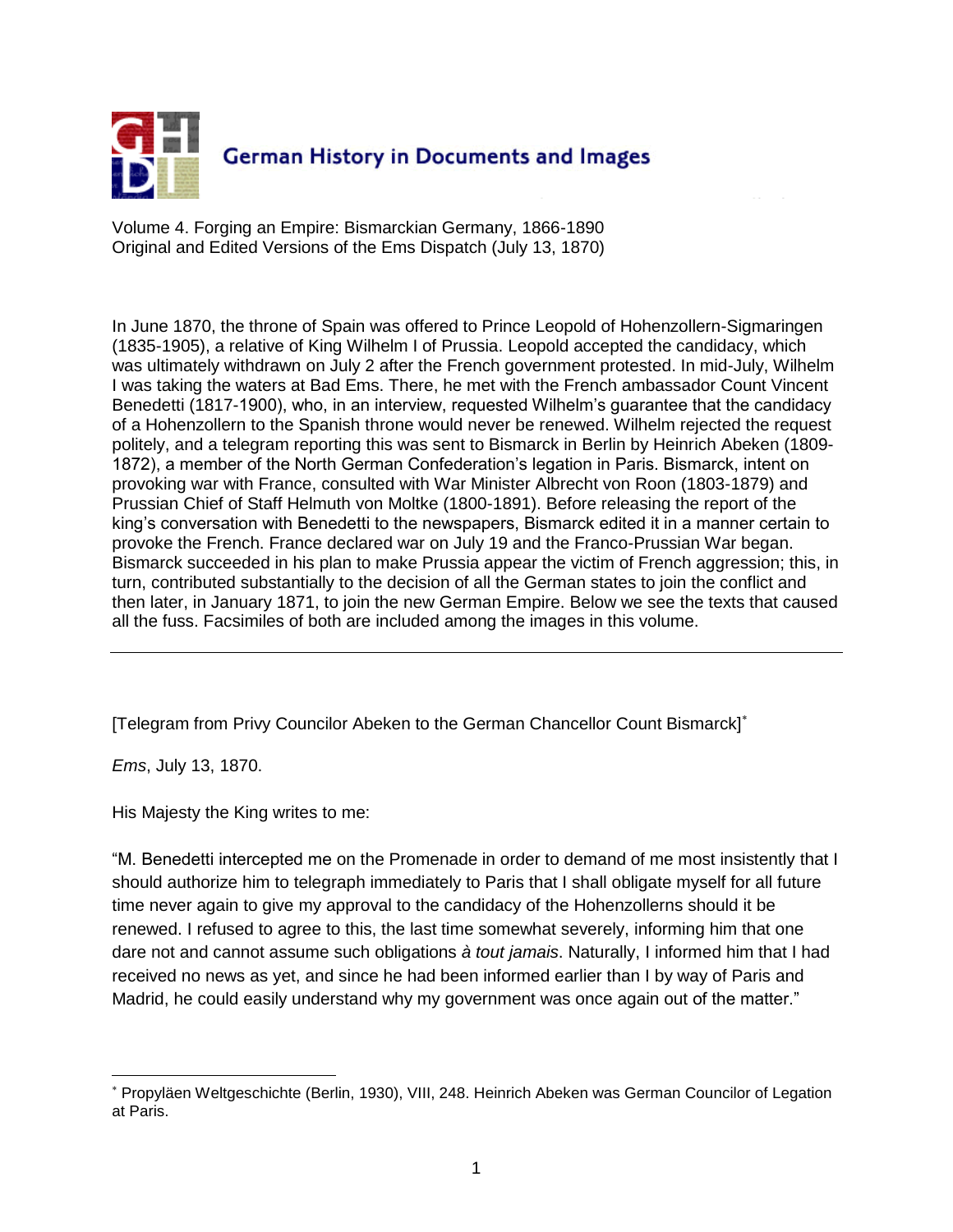# German History in Documents and Images

Volume 4. Forging an Empire: Bismarckian Germany, 1866-1890
Original and Edited Versions of the Ems Dispatch (July 13, 1870)

In June 1870, the throne of Spain was offered to Prince Leopold of Hohenzollern-Sigmaringen (1835-1905), a relative of King Wilhelm I of Prussia. Leopold accepted the candidacy, which was ultimately withdrawn on July 2 after the French government protested. In mid-July, Wilhelm I was taking the waters at Bad Ems. There, he met with the French ambassador Count Vincent Benedetti (1817-1900), who, in an interview, requested Wilhelm's guarantee that the candidacy of a Hohenzollern to the Spanish throne would never be renewed. Wilhelm rejected the request politely, and a telegram reporting this was sent to Bismarck in Berlin by Heinrich Abeken (1809-1872), a member of the North German Confederation's legation in Paris. Bismarck, intent on provoking war with France, consulted with War Minister Albrecht von Roon (1803-1879) and Prussian Chief of Staff Helmuth von Moltke (1800-1891). Before releasing the report of the king's conversation with Benedetti to the newspapers, Bismarck edited it in a manner certain to provoke the French. France declared war on July 19 and the Franco-Prussian War began. Bismarck succeeded in his plan to make Prussia appear the victim of French aggression; this, in turn, contributed substantially to the decision of all the German states to join the conflict and then later, in January 1871, to join the new German Empire. Below we see the texts that caused all the fuss. Facsimiles of both are included among the images in this volume.

---

[Telegram from Privy Councilor Abeken to the German Chancellor Count Bismarck][*]

*Ems*, July 13, 1870.

His Majesty the King writes to me:

"M. Benedetti intercepted me on the Promenade in order to demand of me most insistently that I should authorize him to telegraph immediately to Paris that I shall obligate myself for all future time never again to give my approval to the candidacy of the Hohenzollerns should it be renewed. I refused to agree to this, the last time somewhat severely, informing him that one dare not and cannot assume such obligations *à tout jamais*. Naturally, I informed him that I had received no news as yet, and since he had been informed earlier than I by way of Paris and Madrid, he could easily understand why my government was once again out of the matter."

---

[*] Propyläen Weltgeschichte (Berlin, 1930), VIII, 248. Heinrich Abeken was German Councilor of Legation at Paris.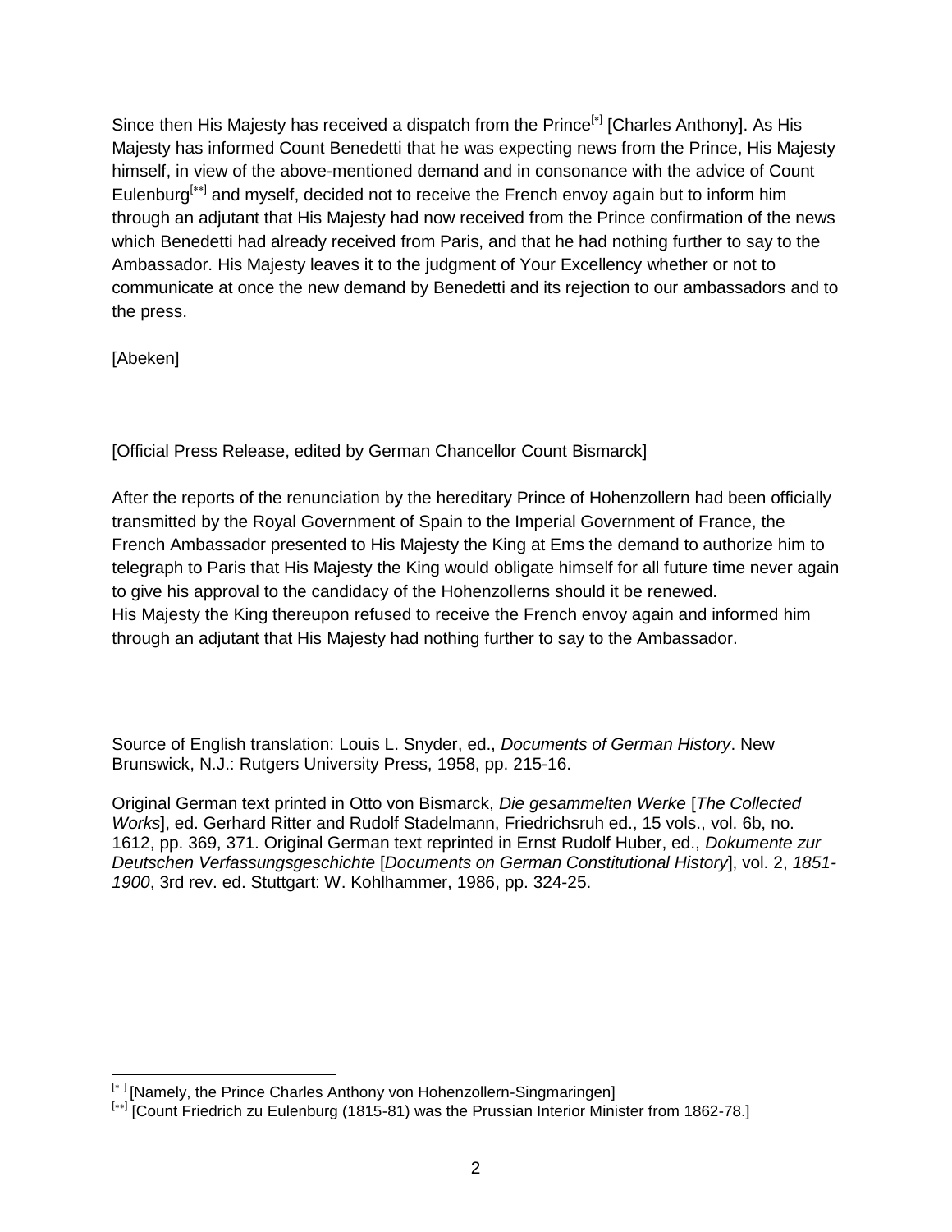Since then His Majesty has received a dispatch from the Prince[*] [Charles Anthony]. As His Majesty has informed Count Benedetti that he was expecting news from the Prince, His Majesty himself, in view of the above-mentioned demand and in consonance with the advice of Count Eulenburg[**] and myself, decided not to receive the French envoy again but to inform him through an adjutant that His Majesty had now received from the Prince confirmation of the news which Benedetti had already received from Paris, and that he had nothing further to say to the Ambassador. His Majesty leaves it to the judgment of Your Excellency whether or not to communicate at once the new demand by Benedetti and its rejection to our ambassadors and to the press.

[Abeken]

[Official Press Release, edited by German Chancellor Count Bismarck]

After the reports of the renunciation by the hereditary Prince of Hohenzollern had been officially transmitted by the Royal Government of Spain to the Imperial Government of France, the French Ambassador presented to His Majesty the King at Ems the demand to authorize him to telegraph to Paris that His Majesty the King would obligate himself for all future time never again to give his approval to the candidacy of the Hohenzollerns should it be renewed.
His Majesty the King thereupon refused to receive the French envoy again and informed him through an adjutant that His Majesty had nothing further to say to the Ambassador.

Source of English translation: Louis L. Snyder, ed., *Documents of German History*. New Brunswick, N.J.: Rutgers University Press, 1958, pp. 215-16.

Original German text printed in Otto von Bismarck, *Die gesammelten Werke* [*The Collected Works*], ed. Gerhard Ritter and Rudolf Stadelmann, Friedrichsruh ed., 15 vols., vol. 6b, no. 1612, pp. 369, 371. Original German text reprinted in Ernst Rudolf Huber, ed., *Dokumente zur Deutschen Verfassungsgeschichte* [*Documents on German Constitutional History*], vol. 2, *1851-1900*, 3rd rev. ed. Stuttgart: W. Kohlhammer, 1986, pp. 324-25.

---

[*] [Namely, the Prince Charles Anthony von Hohenzollern-Singmaringen]

[**] [Count Friedrich zu Eulenburg (1815-81) was the Prussian Interior Minister from 1862-78.]